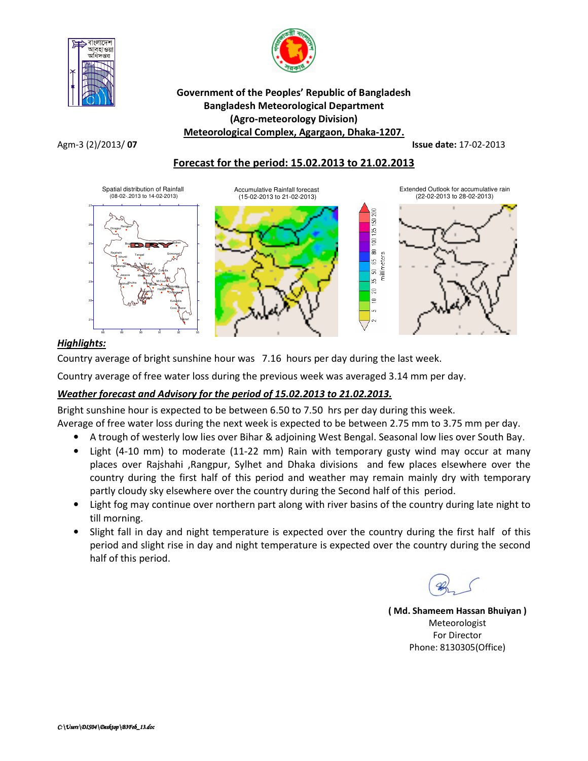Government of the Peoples' Republic of Bangladesh
Bangladesh Meteorological Department
(Agro-meteorology Division)
Meteorological Complex, Agargaon, Dhaka-1207.

Agm-3 (2)/2013/ **07** **Issue date:** 17-02-2013

## Forecast for the period: 15.02.2013 to 21.02.2013

Spatial distribution of Rainfall (08-02-.2013 to 14-02-2013)

Accumulative Rainfall forecast (15-02-2013 to 21-02-2013)

Extended Outlook for accumulative rain (22-02-2013 to 28-02-2013)

### *Highlights:*

Country average of bright sunshine hour was 7.16 hours per day during the last week.

Country average of free water loss during the previous week was averaged 3.14 mm per day.

### *Weather forecast and Advisory for the period of 15.02.2013 to 21.02.2013.*

Bright sunshine hour is expected to be between 6.50 to 7.50 hrs per day during this week.
Average of free water loss during the next week is expected to be between 2.75 mm to 3.75 mm per day.

- A trough of westerly low lies over Bihar & adjoining West Bengal. Seasonal low lies over South Bay.
- Light (4-10 mm) to moderate (11-22 mm) Rain with temporary gusty wind may occur at many places over Rajshahi ,Rangpur, Sylhet and Dhaka divisions and few places elsewhere over the country during the first half of this period and weather may remain mainly dry with temporary partly cloudy sky elsewhere over the country during the Second half of this period.
- Light fog may continue over northern part along with river basins of the country during late night to till morning.
- Slight fall in day and night temperature is expected over the country during the first half of this period and slight rise in day and night temperature is expected over the country during the second half of this period.

**( Md. Shameem Hassan Bhuiyan )**
Meteorologist
For Director
Phone: 8130305(Office)

*C:\Users\DIS04\Desktop\B3Feb_13.doc*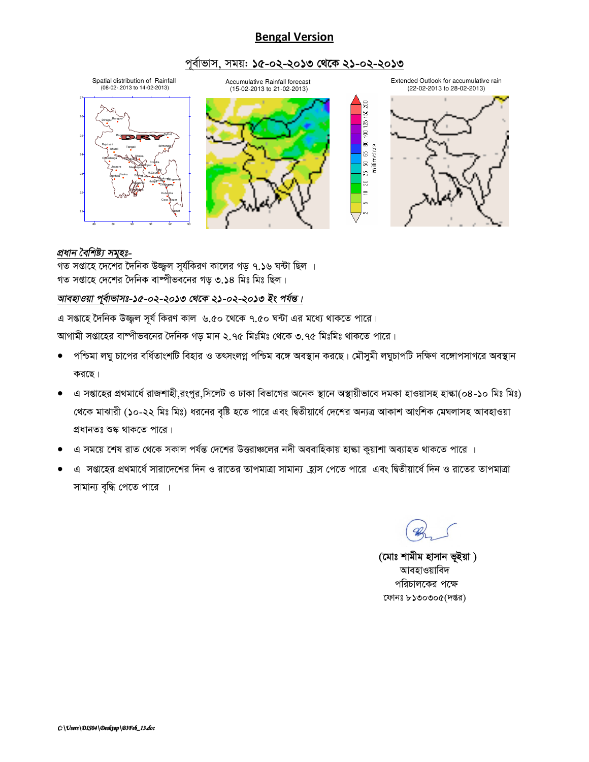# Bengal Version

## পূর্বাভাস, সময়: ১৫-০২-২০১৩ থেকে ২১-০২-২০১৩

Spatial distribution of Rainfall (08-02-.2013 to 14-02-2013)

Accumulative Rainfall forecast (15-02-2013 to 21-02-2013)

Extended Outlook for accumulative rain (22-02-2013 to 28-02-2013)

***প্রধান বৈশিষ্ট্য সমূহঃ-***

গত সপ্তাহে দেশের দৈনিক উজ্জ্বল সূর্যকিরণ কালের গড় ৭.১৬ ঘন্টা ছিল ।
গত সপ্তাহে দেশের দৈনিক বাষ্পীভবনের গড় ৩.১৪ মিঃ মিঃ ছিল।

***আবহাওয়া পূর্বাভাসঃ-১৫-০২-২০১৩ থেকে ২১-০২-২০১৩ ইং পর্যন্ত।***

এ সপ্তাহে দৈনিক উজ্জ্বল সূর্য কিরণ কাল ৬.৫০ থেকে ৭.৫০ ঘন্টা এর মধ্যে থাকতে পারে।

আগামী সপ্তাহের বাষ্পীভবনের দৈনিক গড় মান ২.৭৫ মিঃমিঃ থেকে ৩.৭৫ মিঃমিঃ থাকতে পারে।

- পশ্চিমা লঘু চাপের বর্ধিতাংশটি বিহার ও তৎসংলগ্ন পশ্চিম বঙ্গে অবস্থান করছে। মৌসুমী লঘুচাপটি দক্ষিণ বঙ্গোপসাগরে অবস্থান করছে।
- এ সপ্তাহের প্রথমার্ধে রাজশাহী,রংপুর,সিলেট ও ঢাকা বিভাগের অনেক স্থানে অস্থায়ীভাবে দমকা হাওয়াসহ হাল্কা(০৪-১০ মিঃ মিঃ) থেকে মাঝারী (১০-২২ মিঃ মিঃ) ধরনের বৃষ্টি হতে পারে এবং দ্বিতীয়ার্ধে দেশের অন্যত্র আকাশ আংশিক মেঘলাসহ আবহাওয়া প্রধানতঃ শুষ্ক থাকতে পারে।
- এ সময়ে শেষ রাত থেকে সকাল পর্যন্ত দেশের উত্তরাঞ্চলের নদী অববাহিকায় হাল্কা কুয়াশা অব্যাহত থাকতে পারে ।
- এ সপ্তাহের প্রথমার্ধে সারাদেশের দিন ও রাতের তাপমাত্রা সামান্য হ্রাস পেতে পারে এবং দ্বিতীয়ার্ধে দিন ও রাতের তাপমাত্রা সামান্য বৃদ্ধি পেতে পারে ।

**(মোঃ শামীম হাসান ভূইয়া )**
আবহাওয়াবিদ
পরিচালকের পক্ষে
ফোনঃ ৮১৩০৩০৫(দপ্তর)

*C:\Users\DIS04\Desktop\B3Feb_13.doc*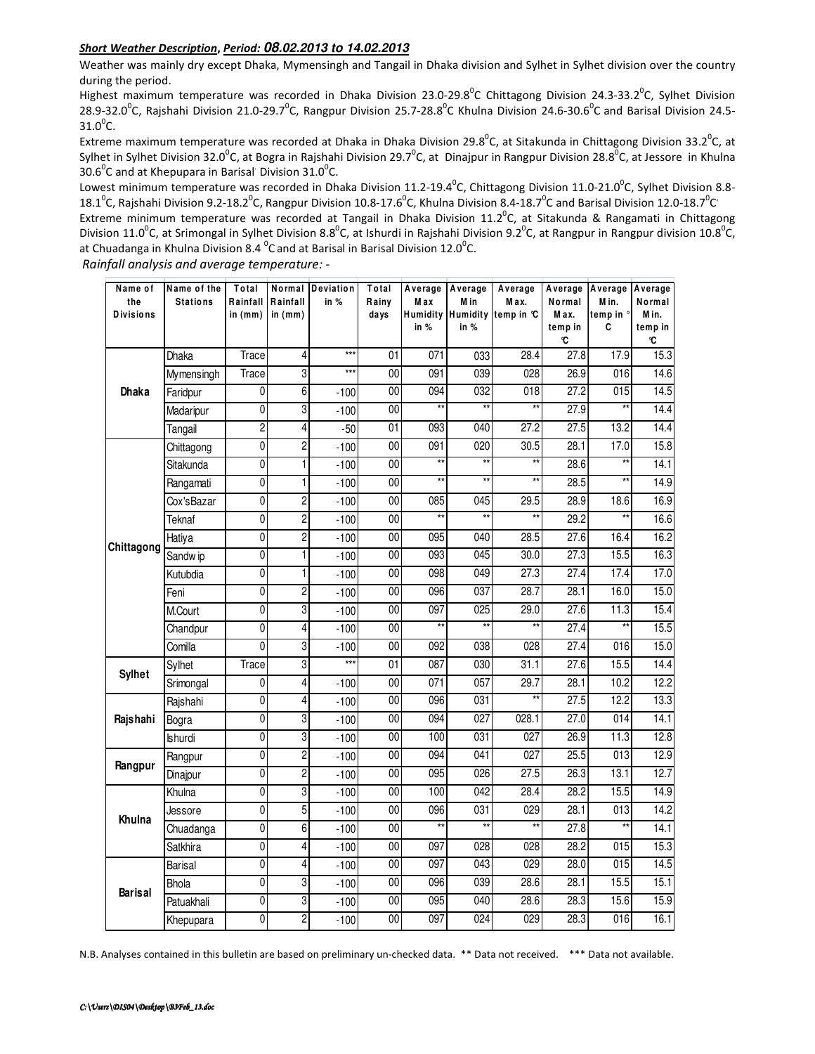***Short Weather Description*, *Period: 08.02.2013 to 14.02.2013***

Weather was mainly dry except Dhaka, Mymensingh and Tangail in Dhaka division and Sylhet in Sylhet division over the country during the period.

Highest maximum temperature was recorded in Dhaka Division 23.0-29.8$^0$C Chittagong Division 24.3-33.2$^0$C, Sylhet Division 28.9-32.0$^0$C, Rajshahi Division 21.0-29.7$^0$C, Rangpur Division 25.7-28.8$^0$C Khulna Division 24.6-30.6$^0$C and Barisal Division 24.5-31.0$^0$C.

Extreme maximum temperature was recorded at Dhaka in Dhaka Division 29.8$^0$C, at Sitakunda in Chittagong Division 33.2$^0$C, at Sylhet in Sylhet Division 32.0$^0$C, at Bogra in Rajshahi Division 29.7$^0$C, at Dinajpur in Rangpur Division 28.8$^0$C, at Jessore in Khulna 30.6$^0$C and at Khepupara in Barisal Division 31.0$^0$C.

Lowest minimum temperature was recorded in Dhaka Division 11.2-19.4$^0$C, Chittagong Division 11.0-21.0$^0$C, Sylhet Division 8.8-18.1$^0$C, Rajshahi Division 9.2-18.2$^0$C, Rangpur Division 10.8-17.6$^0$C, Khulna Division 8.4-18.7$^0$C and Barisal Division 12.0-18.7$^0$C.

Extreme minimum temperature was recorded at Tangail in Dhaka Division 11.2$^0$C, at Sitakunda & Rangamati in Chittagong Division 11.0$^0$C, at Srimongal in Sylhet Division 8.8$^0$C, at Ishurdi in Rajshahi Division 9.2$^0$C, at Rangpur in Rangpur division 10.8$^0$C, at Chuadanga in Khulna Division 8.4 $^0$C and at Barisal in Barisal Division 12.0$^0$C.

*Rainfall analysis and average temperature: -*

| Name of the Divisions | Name of the Stations | Total Rainfall in (mm) | Normal Rainfall in (mm) | Deviation in % | Total Rainy days | Average Max Humidity in % | Average Min Humidity in % | Average Max. temp in ℃ | Average Normal Max. temp in ℃ | Average Min. temp in ° C | Average Normal Min. temp in ℃ |
|---|---|---|---|---|---|---|---|---|---|---|---|
| Dhaka | Dhaka | Trace | 4 | *** | 01 | 071 | 033 | 28.4 | 27.8 | 17.9 | 15.3 |
| | Mymensingh | Trace | 3 | *** | 00 | 091 | 039 | 028 | 26.9 | 016 | 14.6 |
| | Faridpur | 0 | 6 | -100 | 00 | 094 | 032 | 018 | 27.2 | 015 | 14.5 |
| | Madaripur | 0 | 3 | -100 | 00 | ** | ** | ** | 27.9 | ** | 14.4 |
| | Tangail | 2 | 4 | -50 | 01 | 093 | 040 | 27.2 | 27.5 | 13.2 | 14.4 |
| Chittagong | Chittagong | 0 | 2 | -100 | 00 | 091 | 020 | 30.5 | 28.1 | 17.0 | 15.8 |
| | Sitakunda | 0 | 1 | -100 | 00 | ** | ** | ** | 28.6 | ** | 14.1 |
| | Rangamati | 0 | 1 | -100 | 00 | ** | ** | ** | 28.5 | ** | 14.9 |
| | Cox'sBazar | 0 | 2 | -100 | 00 | 085 | 045 | 29.5 | 28.9 | 18.6 | 16.9 |
| | Teknaf | 0 | 2 | -100 | 00 | ** | ** | ** | 29.2 | ** | 16.6 |
| | Hatiya | 0 | 2 | -100 | 00 | 095 | 040 | 28.5 | 27.6 | 16.4 | 16.2 |
| | Sandwip | 0 | 1 | -100 | 00 | 093 | 045 | 30.0 | 27.3 | 15.5 | 16.3 |
| | Kutubdia | 0 | 1 | -100 | 00 | 098 | 049 | 27.3 | 27.4 | 17.4 | 17.0 |
| | Feni | 0 | 2 | -100 | 00 | 096 | 037 | 28.7 | 28.1 | 16.0 | 15.0 |
| | M.Court | 0 | 3 | -100 | 00 | 097 | 025 | 29.0 | 27.6 | 11.3 | 15.4 |
| | Chandpur | 0 | 4 | -100 | 00 | ** | ** | ** | 27.4 | ** | 15.5 |
| | Comilla | 0 | 3 | -100 | 00 | 092 | 038 | 028 | 27.4 | 016 | 15.0 |
| Sylhet | Sylhet | Trace | 3 | *** | 01 | 087 | 030 | 31.1 | 27.6 | 15.5 | 14.4 |
| | Srimongal | 0 | 4 | -100 | 00 | 071 | 057 | 29.7 | 28.1 | 10.2 | 12.2 |
| Rajshahi | Rajshahi | 0 | 4 | -100 | 00 | 096 | 031 | ** | 27.5 | 12.2 | 13.3 |
| | Bogra | 0 | 3 | -100 | 00 | 094 | 027 | 028.1 | 27.0 | 014 | 14.1 |
| | Ishurdi | 0 | 3 | -100 | 00 | 100 | 031 | 027 | 26.9 | 11.3 | 12.8 |
| Rangpur | Rangpur | 0 | 2 | -100 | 00 | 094 | 041 | 027 | 25.5 | 013 | 12.9 |
| | Dinajpur | 0 | 2 | -100 | 00 | 095 | 026 | 27.5 | 26.3 | 13.1 | 12.7 |
| Khulna | Khulna | 0 | 3 | -100 | 00 | 100 | 042 | 28.4 | 28.2 | 15.5 | 14.9 |
| | Jessore | 0 | 5 | -100 | 00 | 096 | 031 | 029 | 28.1 | 013 | 14.2 |
| | Chuadanga | 0 | 6 | -100 | 00 | ** | ** | ** | 27.8 | ** | 14.1 |
| | Satkhira | 0 | 4 | -100 | 00 | 097 | 028 | 028 | 28.2 | 015 | 15.3 |
| Barisal | Barisal | 0 | 4 | -100 | 00 | 097 | 043 | 029 | 28.0 | 015 | 14.5 |
| | Bhola | 0 | 3 | -100 | 00 | 096 | 039 | 28.6 | 28.1 | 15.5 | 15.1 |
| | Patuakhali | 0 | 3 | -100 | 00 | 095 | 040 | 28.6 | 28.3 | 15.6 | 15.9 |
| | Khepupara | 0 | 2 | -100 | 00 | 097 | 024 | 029 | 28.3 | 016 | 16.1 |

N.B. Analyses contained in this bulletin are based on preliminary un-checked data. ** Data not received. *** Data not available.

*C:\Users\DIS04\Desktop\B3Feb_13.doc*